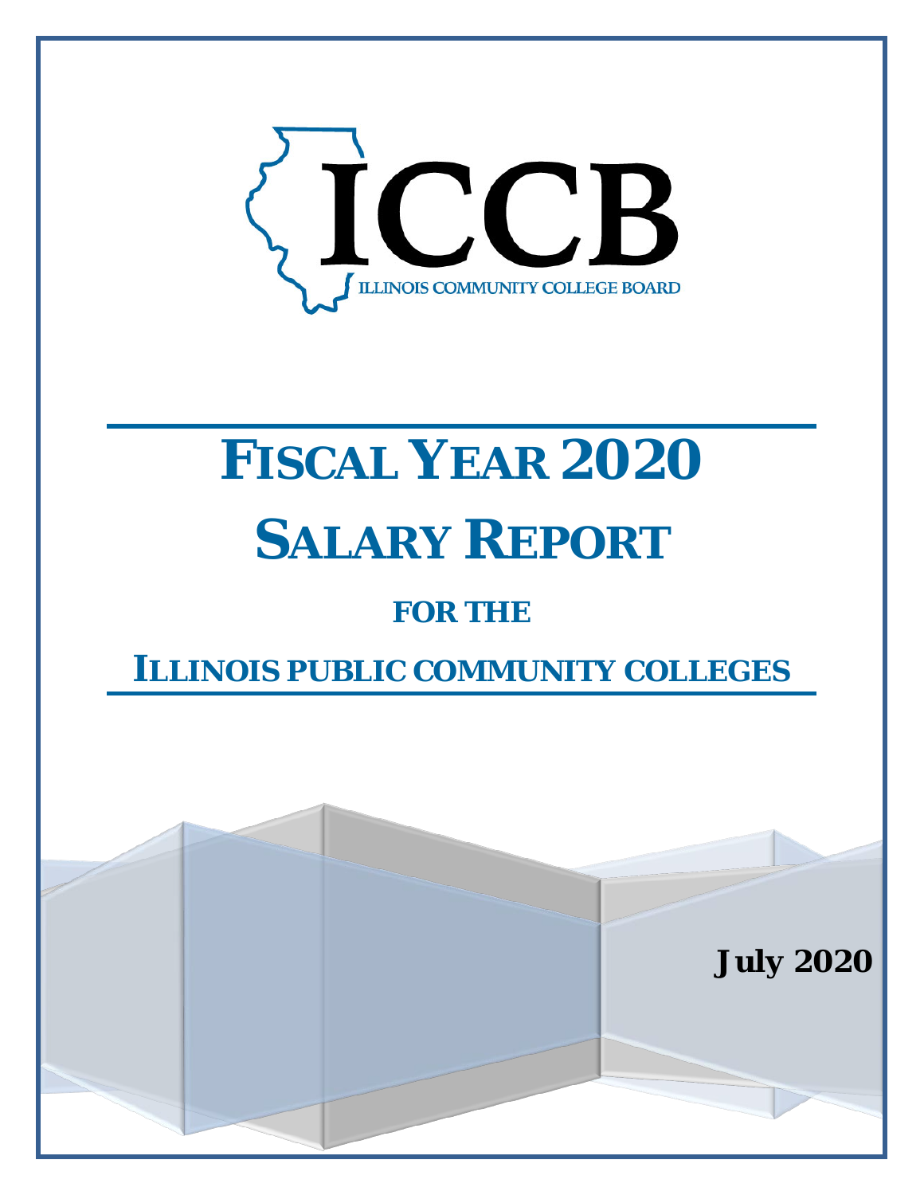ICCB

ILLINOIS COMMUNITY COLLEGE BOARD

# FISCAL YEAR 2020

# SALARY REPORT

## FOR THE

## ILLINOIS PUBLIC COMMUNITY COLLEGES

**July 2020**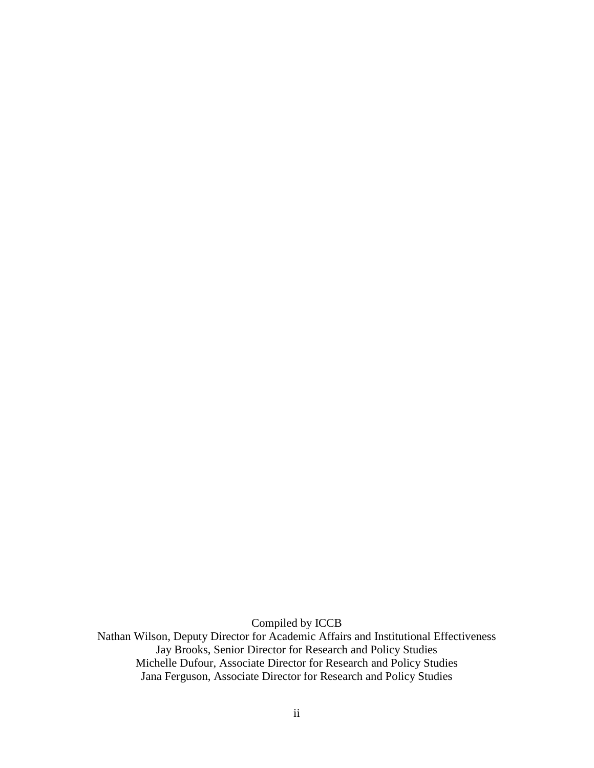Compiled by ICCB

Nathan Wilson, Deputy Director for Academic Affairs and Institutional Effectiveness
Jay Brooks, Senior Director for Research and Policy Studies
Michelle Dufour, Associate Director for Research and Policy Studies
Jana Ferguson, Associate Director for Research and Policy Studies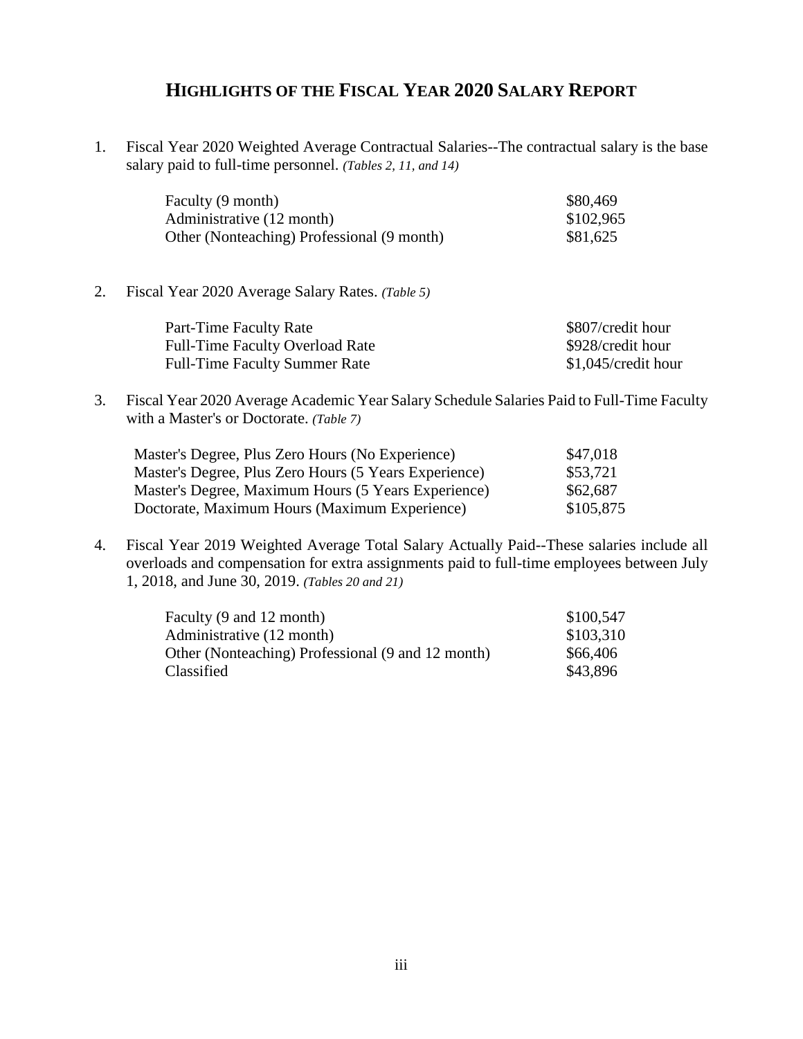# HIGHLIGHTS OF THE FISCAL YEAR 2020 SALARY REPORT

1. Fiscal Year 2020 Weighted Average Contractual Salaries--The contractual salary is the base salary paid to full-time personnel. *(Tables 2, 11, and 14)*

| | |
|---|---|
| Faculty (9 month) | $80,469 |
| Administrative (12 month) | $102,965 |
| Other (Nonteaching) Professional (9 month) | $81,625 |

2. Fiscal Year 2020 Average Salary Rates. *(Table 5)*

| | |
|---|---|
| Part-Time Faculty Rate | $807/credit hour |
| Full-Time Faculty Overload Rate | $928/credit hour |
| Full-Time Faculty Summer Rate | $1,045/credit hour |

3. Fiscal Year 2020 Average Academic Year Salary Schedule Salaries Paid to Full-Time Faculty with a Master's or Doctorate. *(Table 7)*

| | |
|---|---|
| Master's Degree, Plus Zero Hours (No Experience) | $47,018 |
| Master's Degree, Plus Zero Hours (5 Years Experience) | $53,721 |
| Master's Degree, Maximum Hours (5 Years Experience) | $62,687 |
| Doctorate, Maximum Hours (Maximum Experience) | $105,875 |

4. Fiscal Year 2019 Weighted Average Total Salary Actually Paid--These salaries include all overloads and compensation for extra assignments paid to full-time employees between July 1, 2018, and June 30, 2019. *(Tables 20 and 21)*

| | |
|---|---|
| Faculty (9 and 12 month) | $100,547 |
| Administrative (12 month) | $103,310 |
| Other (Nonteaching) Professional (9 and 12 month) | $66,406 |
| Classified | $43,896 |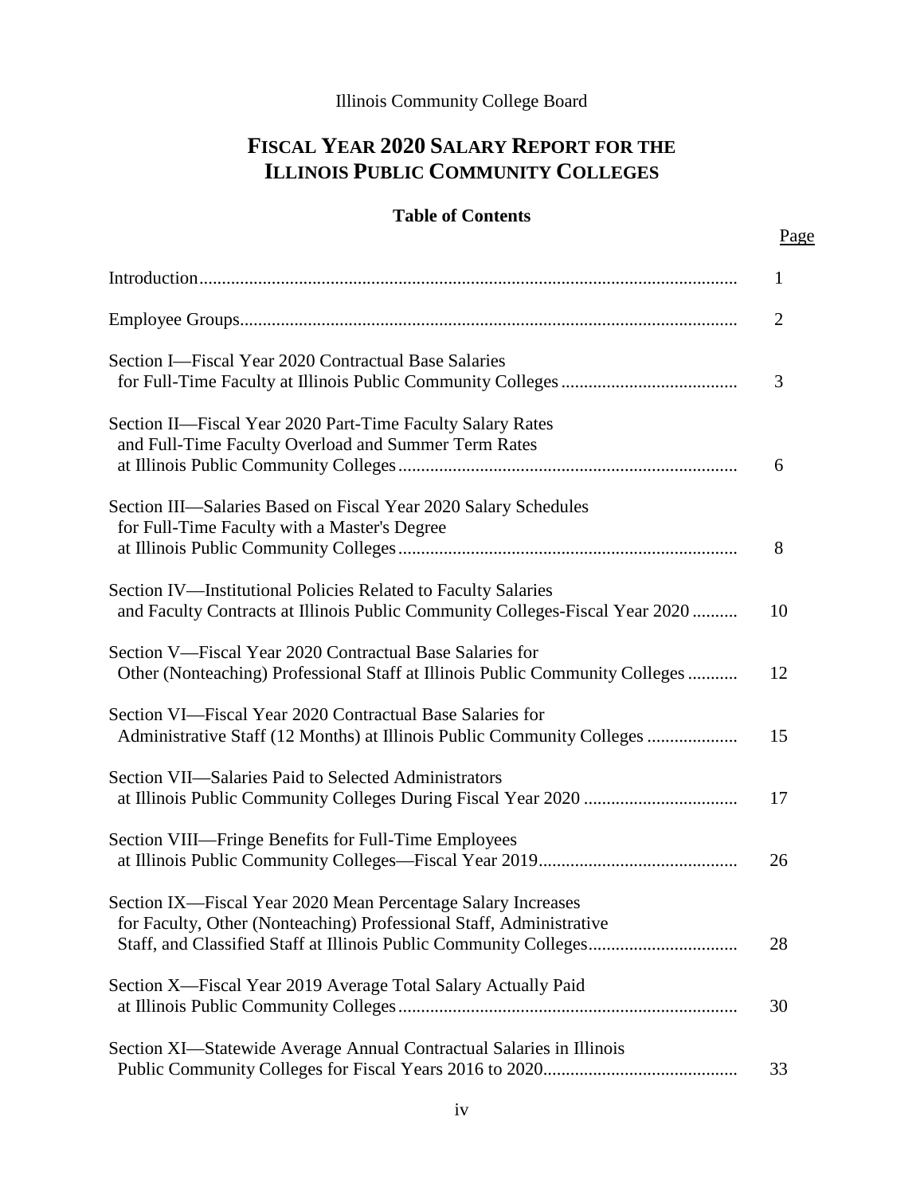Illinois Community College Board

# FISCAL YEAR 2020 SALARY REPORT FOR THE ILLINOIS PUBLIC COMMUNITY COLLEGES

## Table of Contents

| | Page |
|---|---|
| Introduction | 1 |
| Employee Groups | 2 |
| Section I—Fiscal Year 2020 Contractual Base Salaries for Full-Time Faculty at Illinois Public Community Colleges | 3 |
| Section II—Fiscal Year 2020 Part-Time Faculty Salary Rates and Full-Time Faculty Overload and Summer Term Rates at Illinois Public Community Colleges | 6 |
| Section III—Salaries Based on Fiscal Year 2020 Salary Schedules for Full-Time Faculty with a Master's Degree at Illinois Public Community Colleges | 8 |
| Section IV—Institutional Policies Related to Faculty Salaries and Faculty Contracts at Illinois Public Community Colleges-Fiscal Year 2020 | 10 |
| Section V—Fiscal Year 2020 Contractual Base Salaries for Other (Nonteaching) Professional Staff at Illinois Public Community Colleges | 12 |
| Section VI—Fiscal Year 2020 Contractual Base Salaries for Administrative Staff (12 Months) at Illinois Public Community Colleges | 15 |
| Section VII—Salaries Paid to Selected Administrators at Illinois Public Community Colleges During Fiscal Year 2020 | 17 |
| Section VIII—Fringe Benefits for Full-Time Employees at Illinois Public Community Colleges—Fiscal Year 2019 | 26 |
| Section IX—Fiscal Year 2020 Mean Percentage Salary Increases for Faculty, Other (Nonteaching) Professional Staff, Administrative Staff, and Classified Staff at Illinois Public Community Colleges | 28 |
| Section X—Fiscal Year 2019 Average Total Salary Actually Paid at Illinois Public Community Colleges | 30 |
| Section XI—Statewide Average Annual Contractual Salaries in Illinois Public Community Colleges for Fiscal Years 2016 to 2020 | 33 |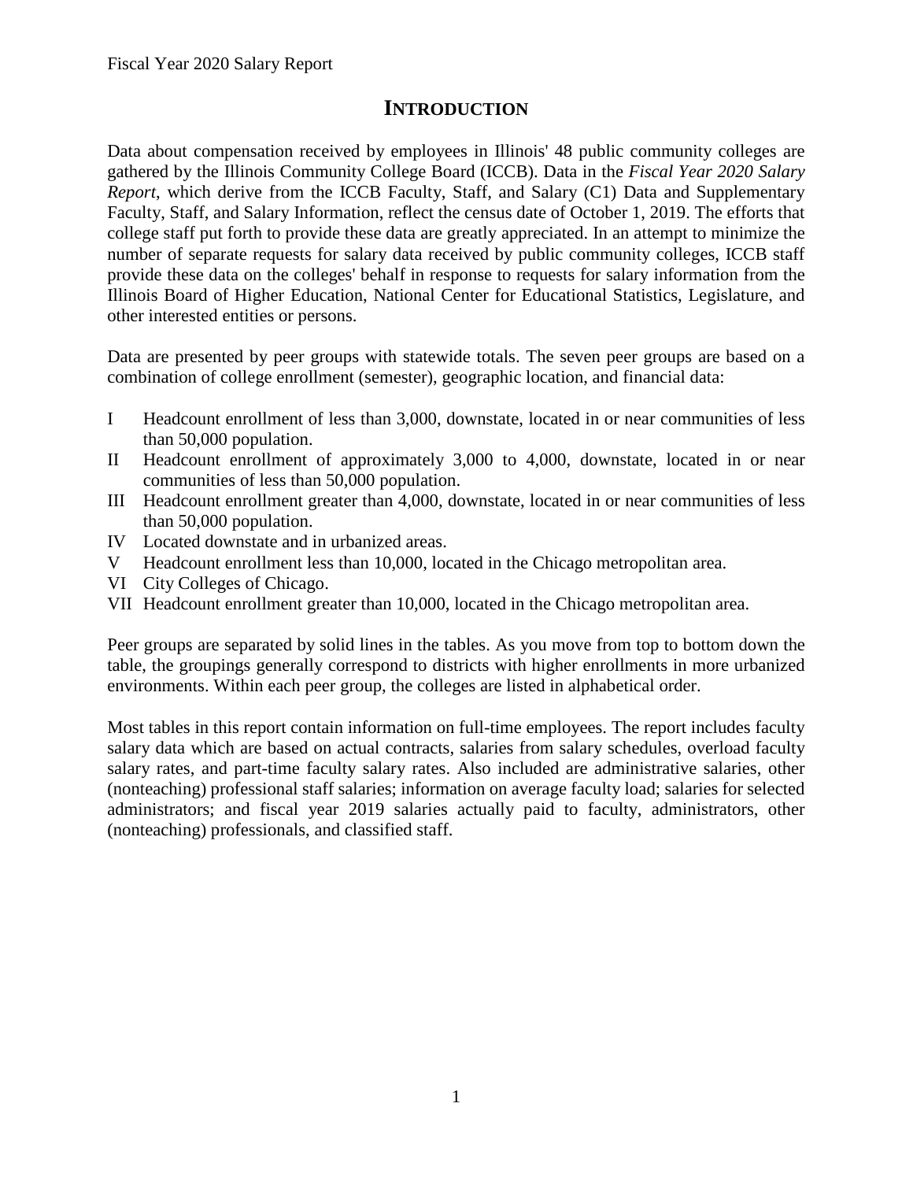# INTRODUCTION

Data about compensation received by employees in Illinois' 48 public community colleges are gathered by the Illinois Community College Board (ICCB). Data in the *Fiscal Year 2020 Salary Report*, which derive from the ICCB Faculty, Staff, and Salary (C1) Data and Supplementary Faculty, Staff, and Salary Information, reflect the census date of October 1, 2019. The efforts that college staff put forth to provide these data are greatly appreciated. In an attempt to minimize the number of separate requests for salary data received by public community colleges, ICCB staff provide these data on the colleges' behalf in response to requests for salary information from the Illinois Board of Higher Education, National Center for Educational Statistics, Legislature, and other interested entities or persons.

Data are presented by peer groups with statewide totals. The seven peer groups are based on a combination of college enrollment (semester), geographic location, and financial data:

- I Headcount enrollment of less than 3,000, downstate, located in or near communities of less than 50,000 population.
- II Headcount enrollment of approximately 3,000 to 4,000, downstate, located in or near communities of less than 50,000 population.
- III Headcount enrollment greater than 4,000, downstate, located in or near communities of less than 50,000 population.
- IV Located downstate and in urbanized areas.
- V Headcount enrollment less than 10,000, located in the Chicago metropolitan area.
- VI City Colleges of Chicago.
- VII Headcount enrollment greater than 10,000, located in the Chicago metropolitan area.

Peer groups are separated by solid lines in the tables. As you move from top to bottom down the table, the groupings generally correspond to districts with higher enrollments in more urbanized environments. Within each peer group, the colleges are listed in alphabetical order.

Most tables in this report contain information on full-time employees. The report includes faculty salary data which are based on actual contracts, salaries from salary schedules, overload faculty salary rates, and part-time faculty salary rates. Also included are administrative salaries, other (nonteaching) professional staff salaries; information on average faculty load; salaries for selected administrators; and fiscal year 2019 salaries actually paid to faculty, administrators, other (nonteaching) professionals, and classified staff.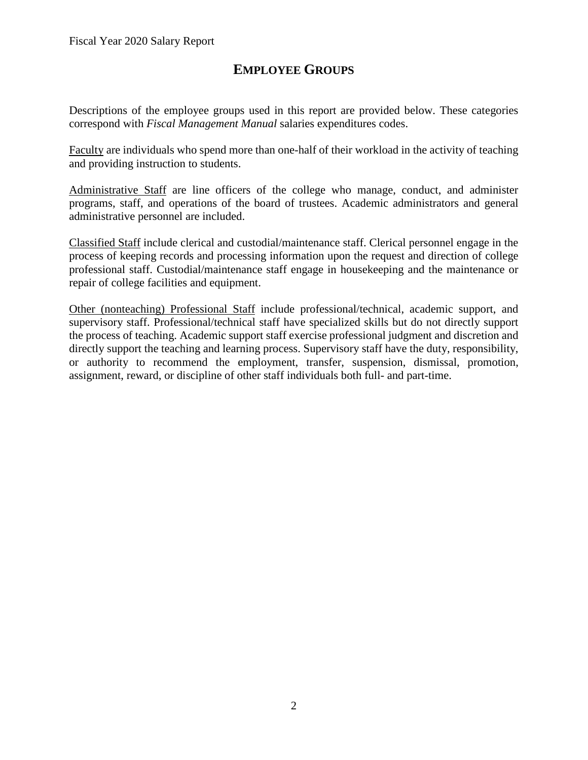## EMPLOYEE GROUPS

Descriptions of the employee groups used in this report are provided below. These categories correspond with *Fiscal Management Manual* salaries expenditures codes.

Faculty are individuals who spend more than one-half of their workload in the activity of teaching and providing instruction to students.

Administrative Staff are line officers of the college who manage, conduct, and administer programs, staff, and operations of the board of trustees. Academic administrators and general administrative personnel are included.

Classified Staff include clerical and custodial/maintenance staff. Clerical personnel engage in the process of keeping records and processing information upon the request and direction of college professional staff. Custodial/maintenance staff engage in housekeeping and the maintenance or repair of college facilities and equipment.

Other (nonteaching) Professional Staff include professional/technical, academic support, and supervisory staff. Professional/technical staff have specialized skills but do not directly support the process of teaching. Academic support staff exercise professional judgment and discretion and directly support the teaching and learning process. Supervisory staff have the duty, responsibility, or authority to recommend the employment, transfer, suspension, dismissal, promotion, assignment, reward, or discipline of other staff individuals both full- and part-time.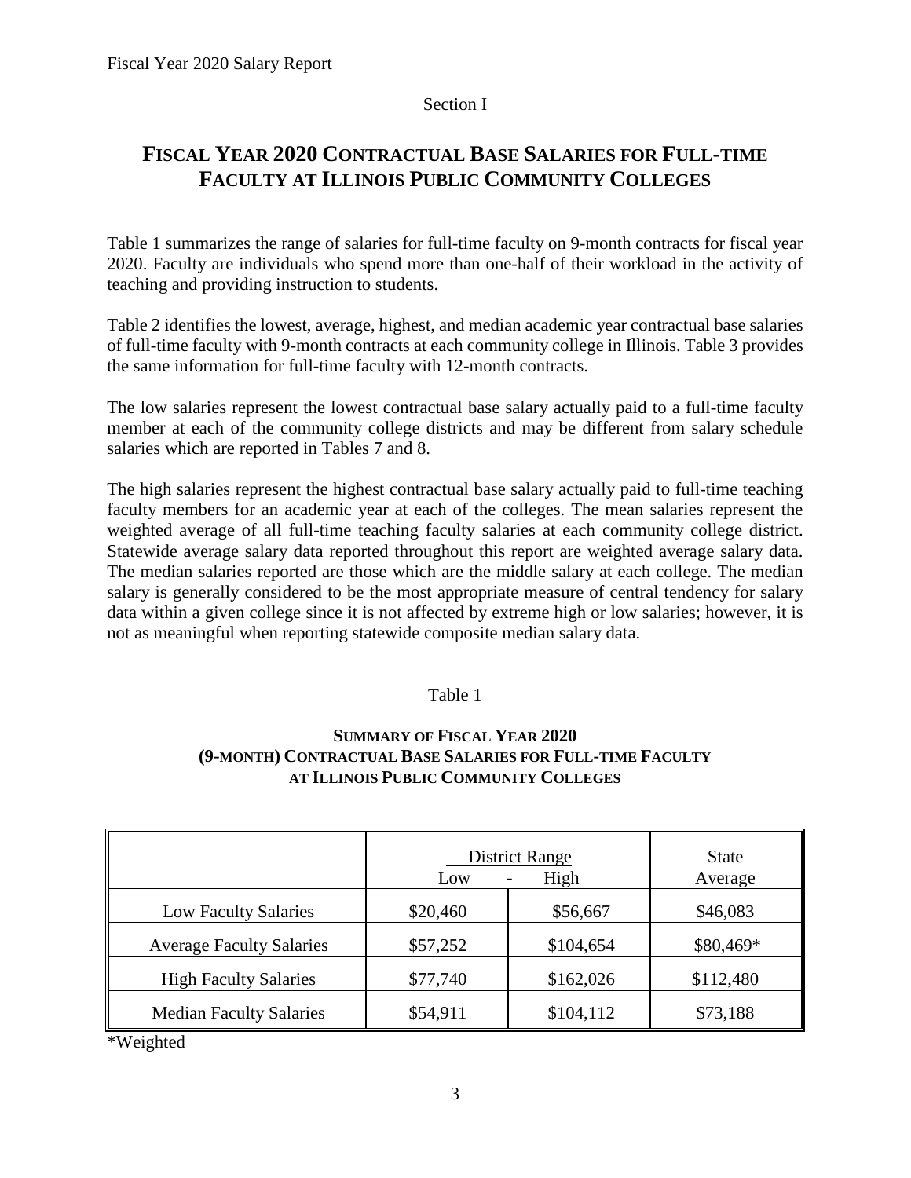Section I

## FISCAL YEAR 2020 CONTRACTUAL BASE SALARIES FOR FULL-TIME FACULTY AT ILLINOIS PUBLIC COMMUNITY COLLEGES

Table 1 summarizes the range of salaries for full-time faculty on 9-month contracts for fiscal year 2020. Faculty are individuals who spend more than one-half of their workload in the activity of teaching and providing instruction to students.

Table 2 identifies the lowest, average, highest, and median academic year contractual base salaries of full-time faculty with 9-month contracts at each community college in Illinois. Table 3 provides the same information for full-time faculty with 12-month contracts.

The low salaries represent the lowest contractual base salary actually paid to a full-time faculty member at each of the community college districts and may be different from salary schedule salaries which are reported in Tables 7 and 8.

The high salaries represent the highest contractual base salary actually paid to full-time teaching faculty members for an academic year at each of the colleges. The mean salaries represent the weighted average of all full-time teaching faculty salaries at each community college district. Statewide average salary data reported throughout this report are weighted average salary data. The median salaries reported are those which are the middle salary at each college. The median salary is generally considered to be the most appropriate measure of central tendency for salary data within a given college since it is not affected by extreme high or low salaries; however, it is not as meaningful when reporting statewide composite median salary data.

Table 1

**SUMMARY OF FISCAL YEAR 2020 (9-MONTH) CONTRACTUAL BASE SALARIES FOR FULL-TIME FACULTY AT ILLINOIS PUBLIC COMMUNITY COLLEGES**

| | District Range Low | - High | State Average |
|---|---|---|---|
| Low Faculty Salaries | $20,460 | $56,667 | $46,083 |
| Average Faculty Salaries | $57,252 | $104,654 | $80,469* |
| High Faculty Salaries | $77,740 | $162,026 | $112,480 |
| Median Faculty Salaries | $54,911 | $104,112 | $73,188 |

*Weighted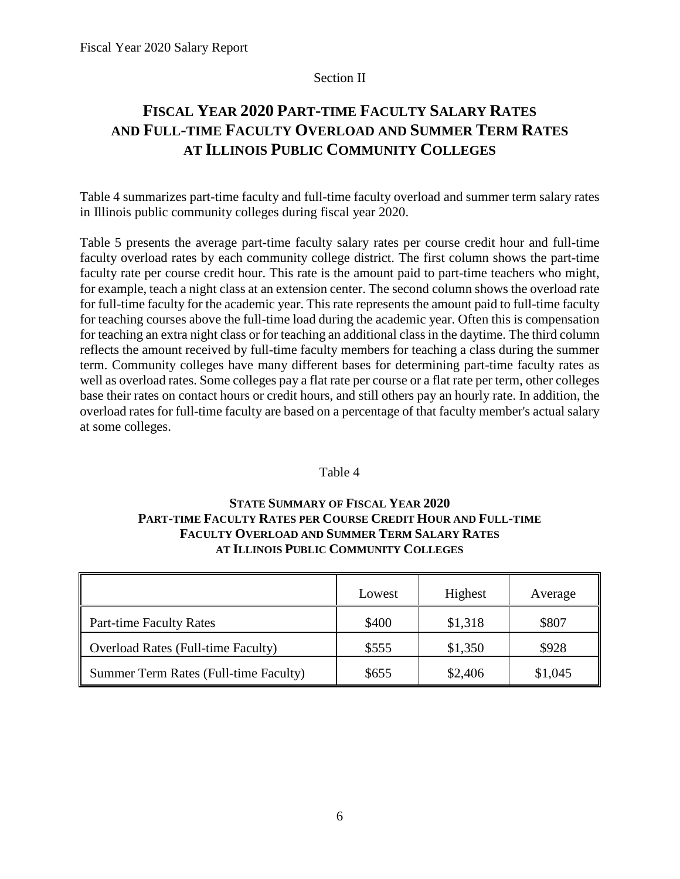Section II

# FISCAL YEAR 2020 PART-TIME FACULTY SALARY RATES AND FULL-TIME FACULTY OVERLOAD AND SUMMER TERM RATES AT ILLINOIS PUBLIC COMMUNITY COLLEGES

Table 4 summarizes part-time faculty and full-time faculty overload and summer term salary rates in Illinois public community colleges during fiscal year 2020.

Table 5 presents the average part-time faculty salary rates per course credit hour and full-time faculty overload rates by each community college district. The first column shows the part-time faculty rate per course credit hour. This rate is the amount paid to part-time teachers who might, for example, teach a night class at an extension center. The second column shows the overload rate for full-time faculty for the academic year. This rate represents the amount paid to full-time faculty for teaching courses above the full-time load during the academic year. Often this is compensation for teaching an extra night class or for teaching an additional class in the daytime. The third column reflects the amount received by full-time faculty members for teaching a class during the summer term. Community colleges have many different bases for determining part-time faculty rates as well as overload rates. Some colleges pay a flat rate per course or a flat rate per term, other colleges base their rates on contact hours or credit hours, and still others pay an hourly rate. In addition, the overload rates for full-time faculty are based on a percentage of that faculty member's actual salary at some colleges.

Table 4

**STATE SUMMARY OF FISCAL YEAR 2020 PART-TIME FACULTY RATES PER COURSE CREDIT HOUR AND FULL-TIME FACULTY OVERLOAD AND SUMMER TERM SALARY RATES AT ILLINOIS PUBLIC COMMUNITY COLLEGES**

| | Lowest | Highest | Average |
|---|---|---|---|
| Part-time Faculty Rates | $400 | $1,318 | $807 |
| Overload Rates (Full-time Faculty) | $555 | $1,350 | $928 |
| Summer Term Rates (Full-time Faculty) | $655 | $2,406 | $1,045 |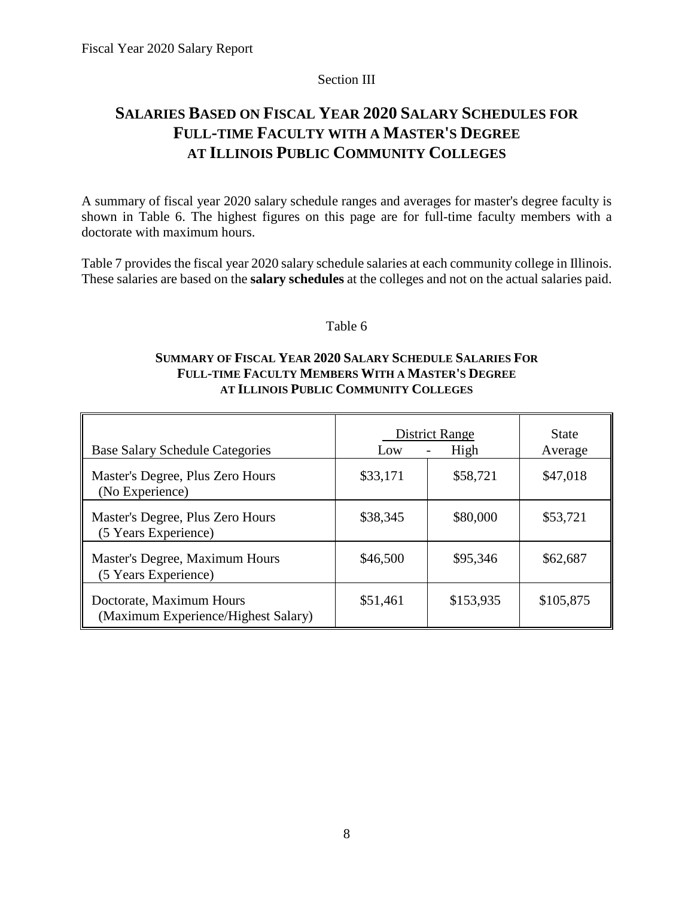Section III

# SALARIES BASED ON FISCAL YEAR 2020 SALARY SCHEDULES FOR FULL-TIME FACULTY WITH A MASTER'S DEGREE AT ILLINOIS PUBLIC COMMUNITY COLLEGES

A summary of fiscal year 2020 salary schedule ranges and averages for master's degree faculty is shown in Table 6. The highest figures on this page are for full-time faculty members with a doctorate with maximum hours.

Table 7 provides the fiscal year 2020 salary schedule salaries at each community college in Illinois. These salaries are based on the **salary schedules** at the colleges and not on the actual salaries paid.

Table 6

**SUMMARY OF FISCAL YEAR 2020 SALARY SCHEDULE SALARIES FOR FULL-TIME FACULTY MEMBERS WITH A MASTER'S DEGREE AT ILLINOIS PUBLIC COMMUNITY COLLEGES**

| Base Salary Schedule Categories | District Range Low | - High | State Average |
|---|---|---|---|
| Master's Degree, Plus Zero Hours (No Experience) | $33,171 | $58,721 | $47,018 |
| Master's Degree, Plus Zero Hours (5 Years Experience) | $38,345 | $80,000 | $53,721 |
| Master's Degree, Maximum Hours (5 Years Experience) | $46,500 | $95,346 | $62,687 |
| Doctorate, Maximum Hours (Maximum Experience/Highest Salary) | $51,461 | $153,935 | $105,875 |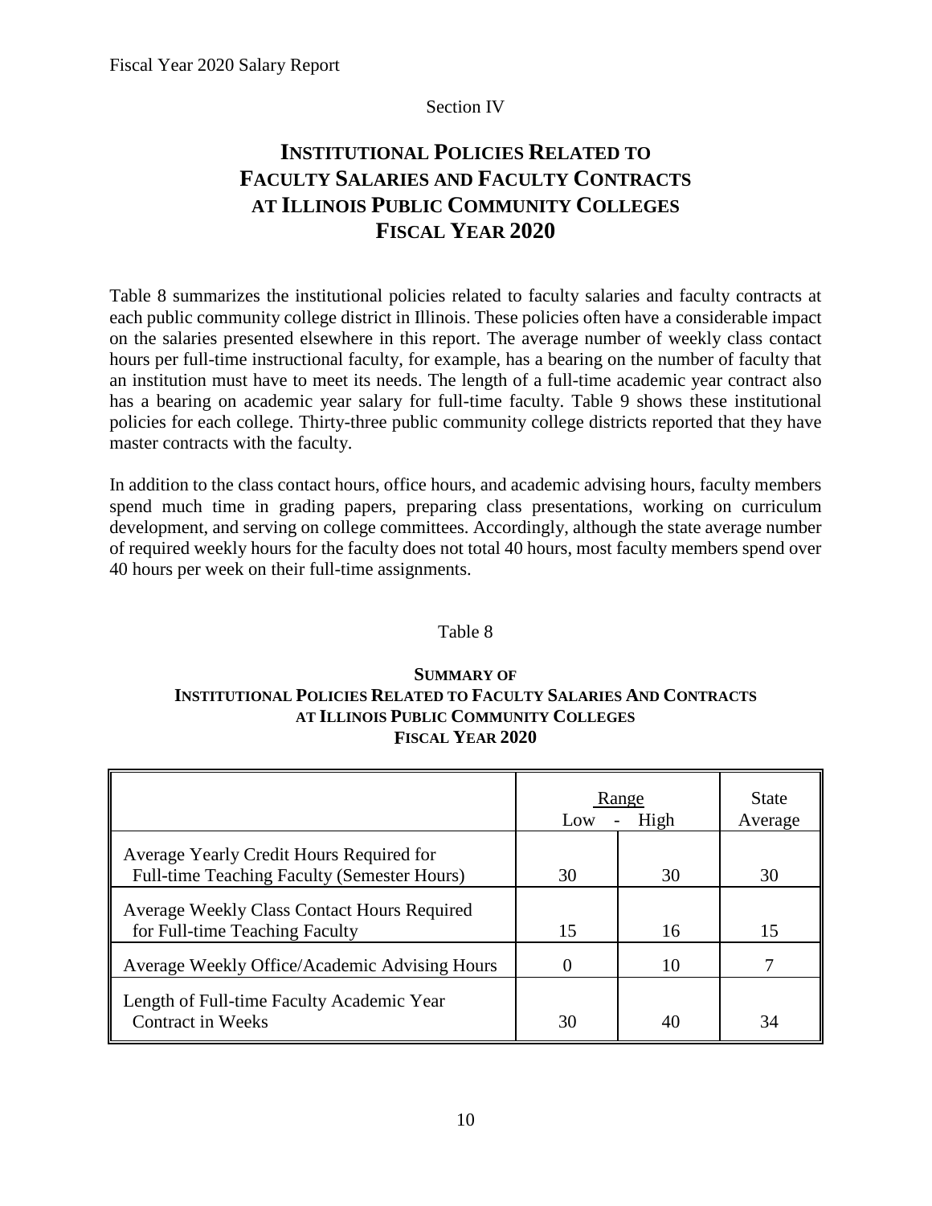Section IV

# INSTITUTIONAL POLICIES RELATED TO FACULTY SALARIES AND FACULTY CONTRACTS AT ILLINOIS PUBLIC COMMUNITY COLLEGES FISCAL YEAR 2020

Table 8 summarizes the institutional policies related to faculty salaries and faculty contracts at each public community college district in Illinois. These policies often have a considerable impact on the salaries presented elsewhere in this report. The average number of weekly class contact hours per full-time instructional faculty, for example, has a bearing on the number of faculty that an institution must have to meet its needs. The length of a full-time academic year contract also has a bearing on academic year salary for full-time faculty. Table 9 shows these institutional policies for each college. Thirty-three public community college districts reported that they have master contracts with the faculty.

In addition to the class contact hours, office hours, and academic advising hours, faculty members spend much time in grading papers, preparing class presentations, working on curriculum development, and serving on college committees. Accordingly, although the state average number of required weekly hours for the faculty does not total 40 hours, most faculty members spend over 40 hours per week on their full-time assignments.

Table 8

**SUMMARY OF INSTITUTIONAL POLICIES RELATED TO FACULTY SALARIES AND CONTRACTS AT ILLINOIS PUBLIC COMMUNITY COLLEGES FISCAL YEAR 2020**

| | Range | | State Average |
|---|---|---|---|
| | Low | High | |
| Average Yearly Credit Hours Required for Full-time Teaching Faculty (Semester Hours) | 30 | 30 | 30 |
| Average Weekly Class Contact Hours Required for Full-time Teaching Faculty | 15 | 16 | 15 |
| Average Weekly Office/Academic Advising Hours | 0 | 10 | 7 |
| Length of Full-time Faculty Academic Year Contract in Weeks | 30 | 40 | 34 |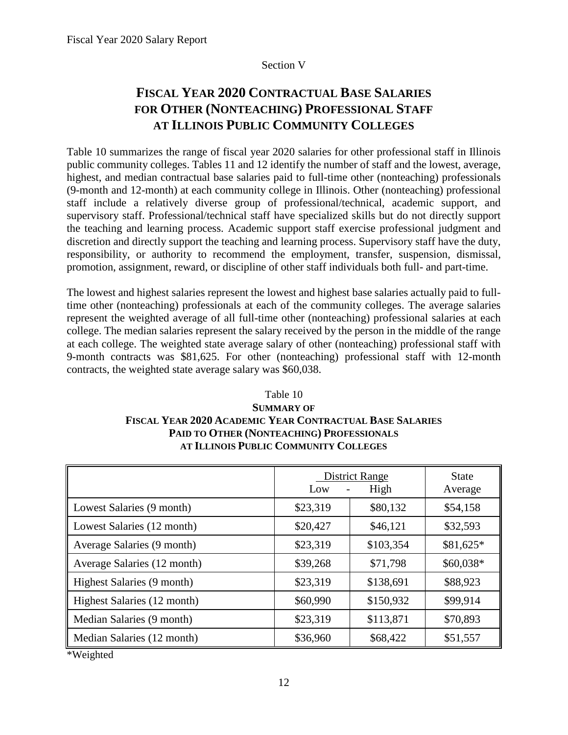Section V

# Fiscal Year 2020 Contractual Base Salaries for Other (Nonteaching) Professional Staff at Illinois Public Community Colleges

Table 10 summarizes the range of fiscal year 2020 salaries for other professional staff in Illinois public community colleges. Tables 11 and 12 identify the number of staff and the lowest, average, highest, and median contractual base salaries paid to full-time other (nonteaching) professionals (9-month and 12-month) at each community college in Illinois. Other (nonteaching) professional staff include a relatively diverse group of professional/technical, academic support, and supervisory staff. Professional/technical staff have specialized skills but do not directly support the teaching and learning process. Academic support staff exercise professional judgment and discretion and directly support the teaching and learning process. Supervisory staff have the duty, responsibility, or authority to recommend the employment, transfer, suspension, dismissal, promotion, assignment, reward, or discipline of other staff individuals both full- and part-time.

The lowest and highest salaries represent the lowest and highest base salaries actually paid to full-time other (nonteaching) professionals at each of the community colleges. The average salaries represent the weighted average of all full-time other (nonteaching) professional salaries at each college. The median salaries represent the salary received by the person in the middle of the range at each college. The weighted state average salary of other (nonteaching) professional staff with 9-month contracts was $81,625. For other (nonteaching) professional staff with 12-month contracts, the weighted state average salary was $60,038.

Table 10
**Summary of Fiscal Year 2020 Academic Year Contractual Base Salaries Paid to Other (Nonteaching) Professionals at Illinois Public Community Colleges**

| | District Range | | State |
|---|---|---|---|
| | Low - | High | Average |
| Lowest Salaries (9 month) | $23,319 | $80,132 | $54,158 |
| Lowest Salaries (12 month) | $20,427 | $46,121 | $32,593 |
| Average Salaries (9 month) | $23,319 | $103,354 | $81,625* |
| Average Salaries (12 month) | $39,268 | $71,798 | $60,038* |
| Highest Salaries (9 month) | $23,319 | $138,691 | $88,923 |
| Highest Salaries (12 month) | $60,990 | $150,932 | $99,914 |
| Median Salaries (9 month) | $23,319 | $113,871 | $70,893 |
| Median Salaries (12 month) | $36,960 | $68,422 | $51,557 |

*Weighted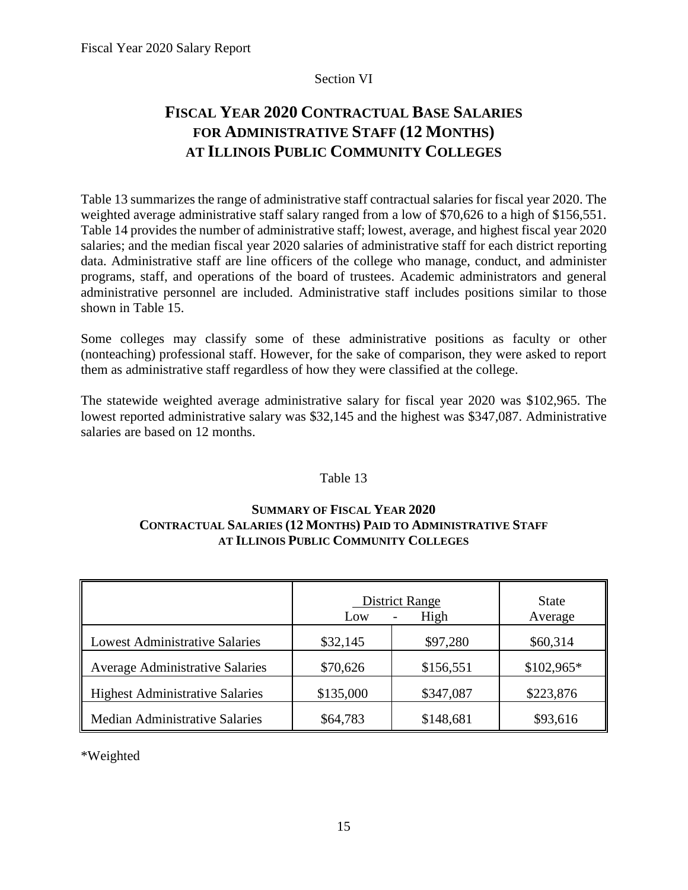Section VI

# Fiscal Year 2020 Contractual Base Salaries for Administrative Staff (12 Months) at Illinois Public Community Colleges

Table 13 summarizes the range of administrative staff contractual salaries for fiscal year 2020. The weighted average administrative staff salary ranged from a low of \$70,626 to a high of \$156,551. Table 14 provides the number of administrative staff; lowest, average, and highest fiscal year 2020 salaries; and the median fiscal year 2020 salaries of administrative staff for each district reporting data. Administrative staff are line officers of the college who manage, conduct, and administer programs, staff, and operations of the board of trustees. Academic administrators and general administrative personnel are included. Administrative staff includes positions similar to those shown in Table 15.

Some colleges may classify some of these administrative positions as faculty or other (nonteaching) professional staff. However, for the sake of comparison, they were asked to report them as administrative staff regardless of how they were classified at the college.

The statewide weighted average administrative salary for fiscal year 2020 was \$102,965. The lowest reported administrative salary was \$32,145 and the highest was \$347,087. Administrative salaries are based on 12 months.

Table 13

**SUMMARY OF FISCAL YEAR 2020 CONTRACTUAL SALARIES (12 MONTHS) PAID TO ADMINISTRATIVE STAFF AT ILLINOIS PUBLIC COMMUNITY COLLEGES**

| | District Range | | State |
|---|---|---|---|
| | Low | High | Average |
| Lowest Administrative Salaries | \$32,145 | \$97,280 | \$60,314 |
| Average Administrative Salaries | \$70,626 | \$156,551 | \$102,965* |
| Highest Administrative Salaries | \$135,000 | \$347,087 | \$223,876 |
| Median Administrative Salaries | \$64,783 | \$148,681 | \$93,616 |

*Weighted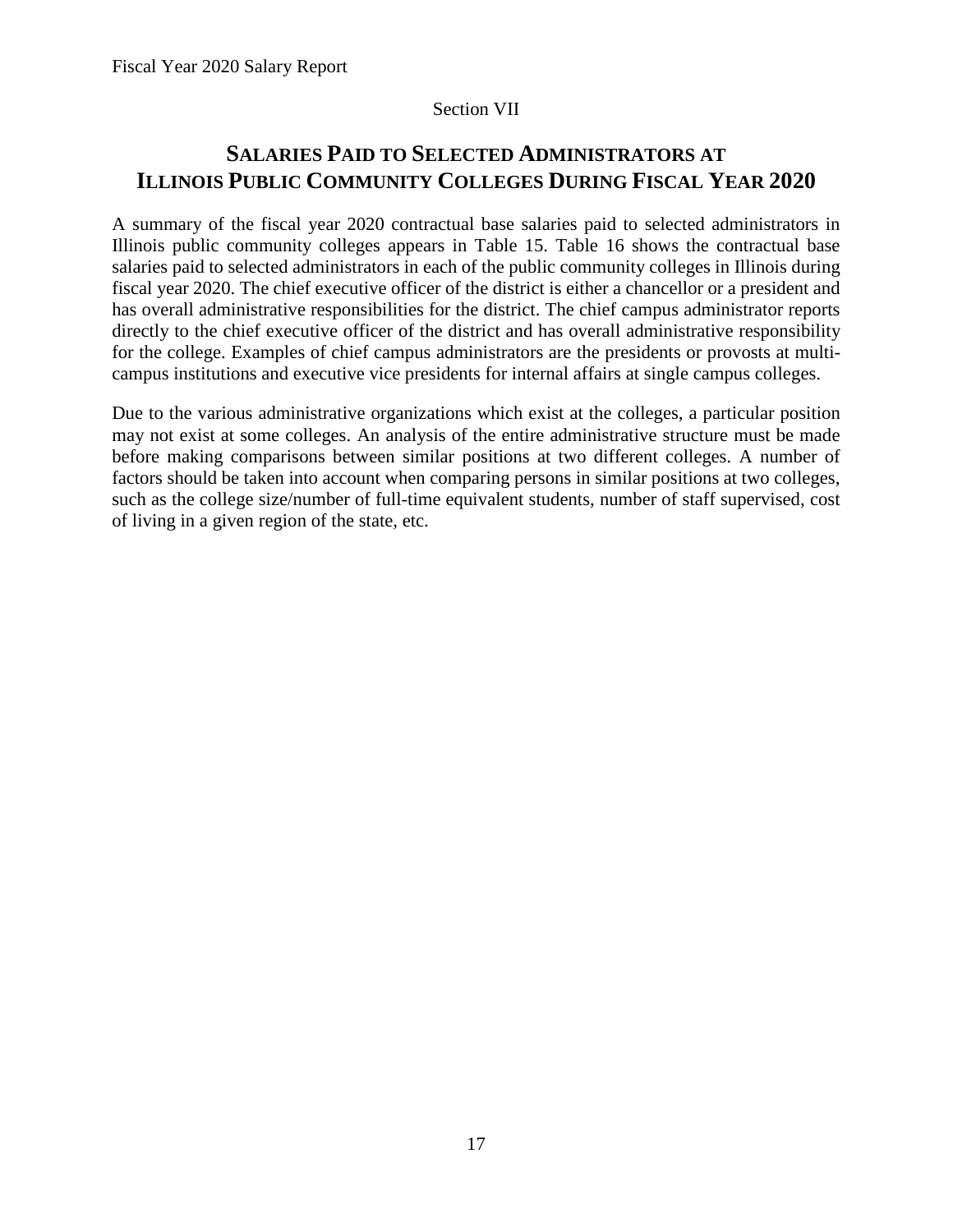Section VII

# SALARIES PAID TO SELECTED ADMINISTRATORS AT ILLINOIS PUBLIC COMMUNITY COLLEGES DURING FISCAL YEAR 2020

A summary of the fiscal year 2020 contractual base salaries paid to selected administrators in Illinois public community colleges appears in Table 15. Table 16 shows the contractual base salaries paid to selected administrators in each of the public community colleges in Illinois during fiscal year 2020. The chief executive officer of the district is either a chancellor or a president and has overall administrative responsibilities for the district. The chief campus administrator reports directly to the chief executive officer of the district and has overall administrative responsibility for the college. Examples of chief campus administrators are the presidents or provosts at multi-campus institutions and executive vice presidents for internal affairs at single campus colleges.

Due to the various administrative organizations which exist at the colleges, a particular position may not exist at some colleges. An analysis of the entire administrative structure must be made before making comparisons between similar positions at two different colleges. A number of factors should be taken into account when comparing persons in similar positions at two colleges, such as the college size/number of full-time equivalent students, number of staff supervised, cost of living in a given region of the state, etc.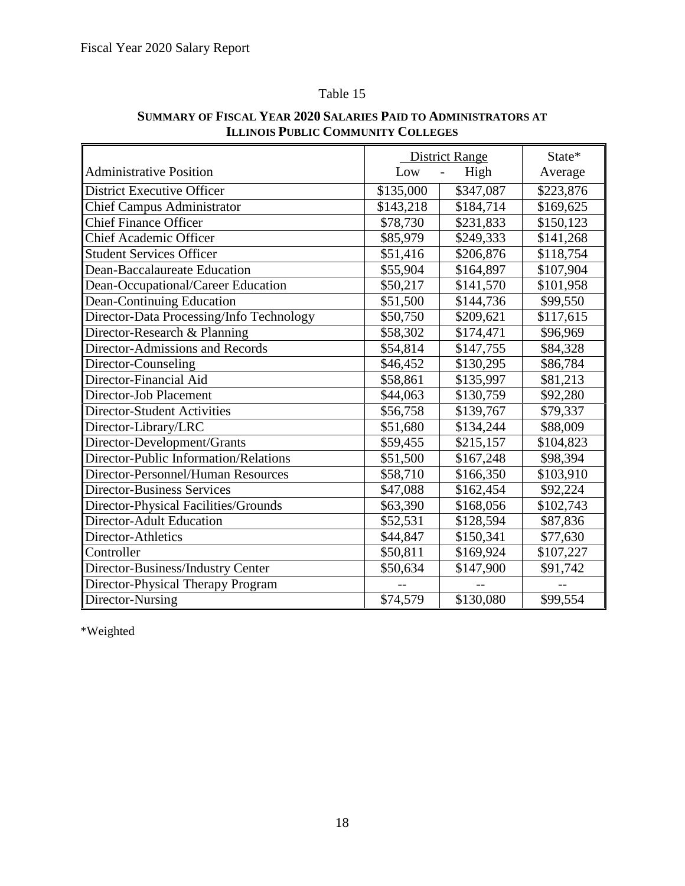Table 15

**SUMMARY OF FISCAL YEAR 2020 SALARIES PAID TO ADMINISTRATORS AT ILLINOIS PUBLIC COMMUNITY COLLEGES**

| Administrative Position | District Range Low | - High | State* Average |
|---|---|---|---|
| District Executive Officer | $135,000 | $347,087 | $223,876 |
| Chief Campus Administrator | $143,218 | $184,714 | $169,625 |
| Chief Finance Officer | $78,730 | $231,833 | $150,123 |
| Chief Academic Officer | $85,979 | $249,333 | $141,268 |
| Student Services Officer | $51,416 | $206,876 | $118,754 |
| Dean-Baccalaureate Education | $55,904 | $164,897 | $107,904 |
| Dean-Occupational/Career Education | $50,217 | $141,570 | $101,958 |
| Dean-Continuing Education | $51,500 | $144,736 | $99,550 |
| Director-Data Processing/Info Technology | $50,750 | $209,621 | $117,615 |
| Director-Research & Planning | $58,302 | $174,471 | $96,969 |
| Director-Admissions and Records | $54,814 | $147,755 | $84,328 |
| Director-Counseling | $46,452 | $130,295 | $86,784 |
| Director-Financial Aid | $58,861 | $135,997 | $81,213 |
| Director-Job Placement | $44,063 | $130,759 | $92,280 |
| Director-Student Activities | $56,758 | $139,767 | $79,337 |
| Director-Library/LRC | $51,680 | $134,244 | $88,009 |
| Director-Development/Grants | $59,455 | $215,157 | $104,823 |
| Director-Public Information/Relations | $51,500 | $167,248 | $98,394 |
| Director-Personnel/Human Resources | $58,710 | $166,350 | $103,910 |
| Director-Business Services | $47,088 | $162,454 | $92,224 |
| Director-Physical Facilities/Grounds | $63,390 | $168,056 | $102,743 |
| Director-Adult Education | $52,531 | $128,594 | $87,836 |
| Director-Athletics | $44,847 | $150,341 | $77,630 |
| Controller | $50,811 | $169,924 | $107,227 |
| Director-Business/Industry Center | $50,634 | $147,900 | $91,742 |
| Director-Physical Therapy Program | -- | -- | -- |
| Director-Nursing | $74,579 | $130,080 | $99,554 |

*Weighted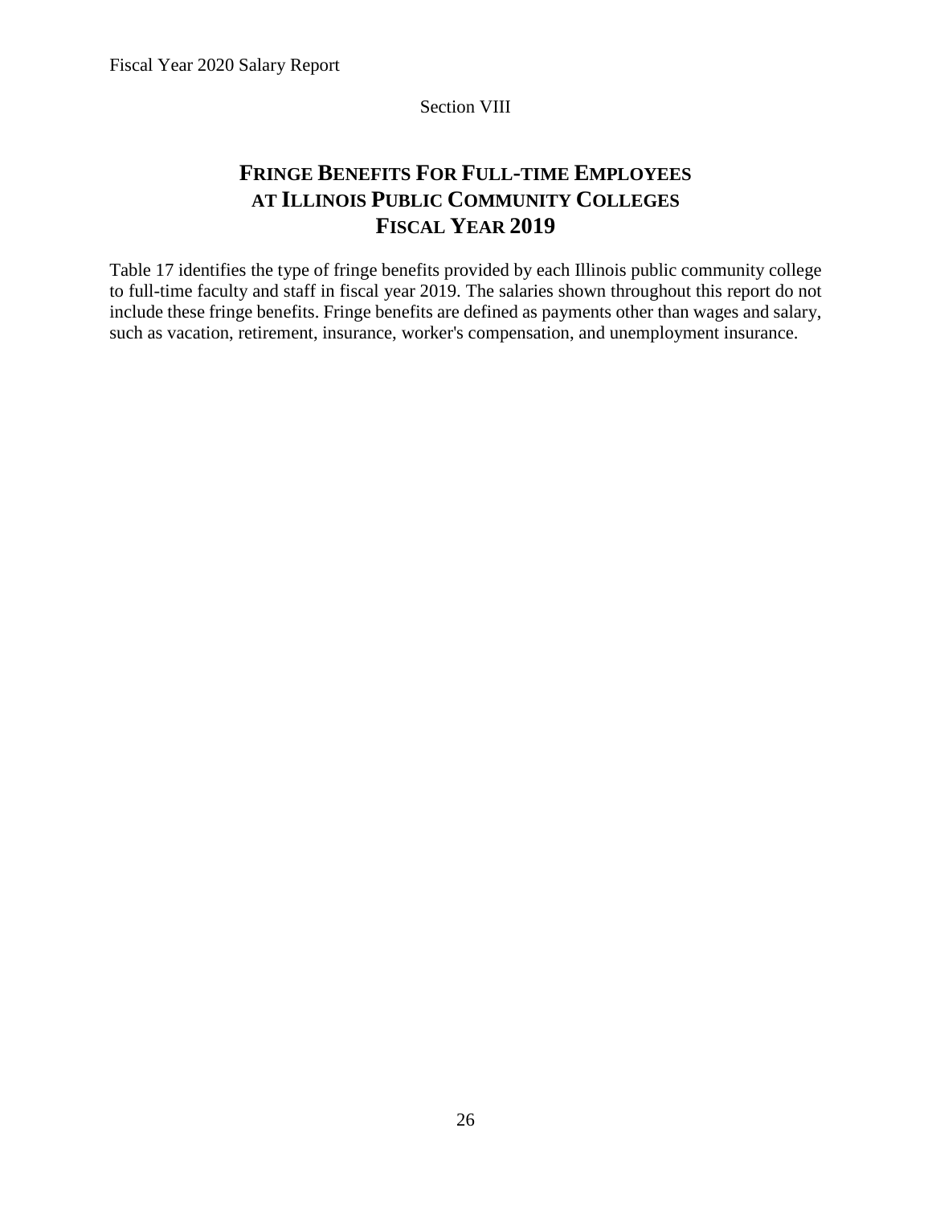Section VIII

# FRINGE BENEFITS FOR FULL-TIME EMPLOYEES AT ILLINOIS PUBLIC COMMUNITY COLLEGES FISCAL YEAR 2019

Table 17 identifies the type of fringe benefits provided by each Illinois public community college to full-time faculty and staff in fiscal year 2019. The salaries shown throughout this report do not include these fringe benefits. Fringe benefits are defined as payments other than wages and salary, such as vacation, retirement, insurance, worker's compensation, and unemployment insurance.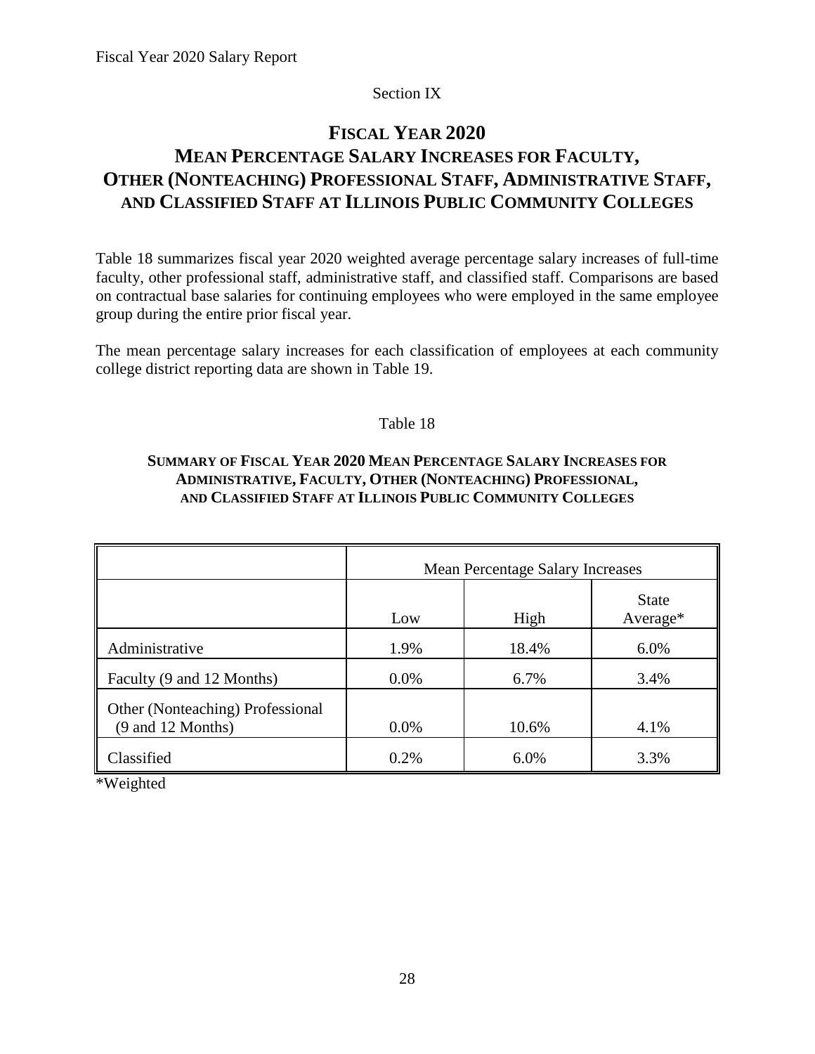Section IX

# FISCAL YEAR 2020
# MEAN PERCENTAGE SALARY INCREASES FOR FACULTY, OTHER (NONTEACHING) PROFESSIONAL STAFF, ADMINISTRATIVE STAFF, AND CLASSIFIED STAFF AT ILLINOIS PUBLIC COMMUNITY COLLEGES

Table 18 summarizes fiscal year 2020 weighted average percentage salary increases of full-time faculty, other professional staff, administrative staff, and classified staff. Comparisons are based on contractual base salaries for continuing employees who were employed in the same employee group during the entire prior fiscal year.

The mean percentage salary increases for each classification of employees at each community college district reporting data are shown in Table 19.

Table 18

**SUMMARY OF FISCAL YEAR 2020 MEAN PERCENTAGE SALARY INCREASES FOR ADMINISTRATIVE, FACULTY, OTHER (NONTEACHING) PROFESSIONAL, AND CLASSIFIED STAFF AT ILLINOIS PUBLIC COMMUNITY COLLEGES**

| | Mean Percentage Salary Increases | | |
|---|---|---|---|
| | Low | High | State Average* |
| Administrative | 1.9% | 18.4% | 6.0% |
| Faculty (9 and 12 Months) | 0.0% | 6.7% | 3.4% |
| Other (Nonteaching) Professional (9 and 12 Months) | 0.0% | 10.6% | 4.1% |
| Classified | 0.2% | 6.0% | 3.3% |

*Weighted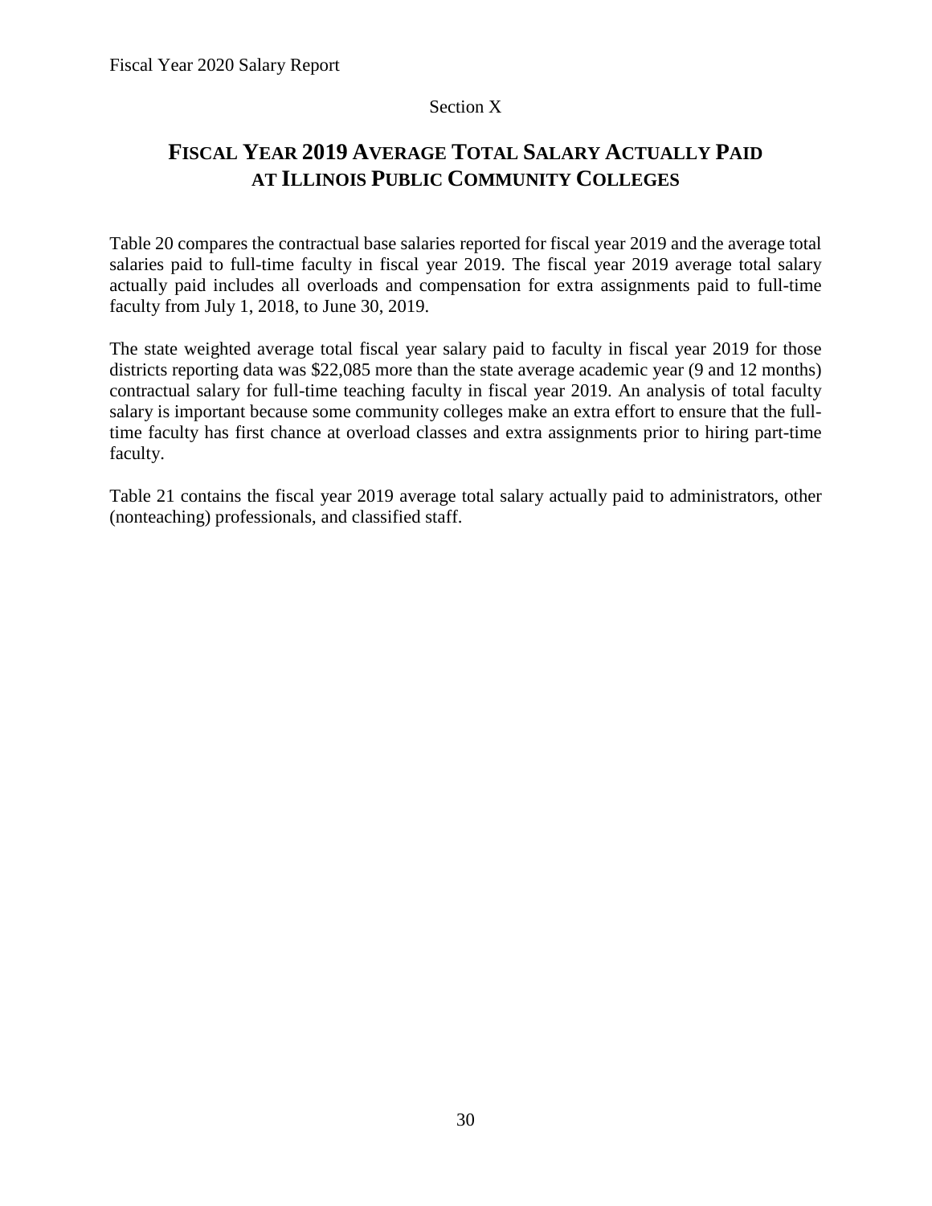Section X

# FISCAL YEAR 2019 AVERAGE TOTAL SALARY ACTUALLY PAID AT ILLINOIS PUBLIC COMMUNITY COLLEGES

Table 20 compares the contractual base salaries reported for fiscal year 2019 and the average total salaries paid to full-time faculty in fiscal year 2019. The fiscal year 2019 average total salary actually paid includes all overloads and compensation for extra assignments paid to full-time faculty from July 1, 2018, to June 30, 2019.

The state weighted average total fiscal year salary paid to faculty in fiscal year 2019 for those districts reporting data was $22,085 more than the state average academic year (9 and 12 months) contractual salary for full-time teaching faculty in fiscal year 2019. An analysis of total faculty salary is important because some community colleges make an extra effort to ensure that the full-time faculty has first chance at overload classes and extra assignments prior to hiring part-time faculty.

Table 21 contains the fiscal year 2019 average total salary actually paid to administrators, other (nonteaching) professionals, and classified staff.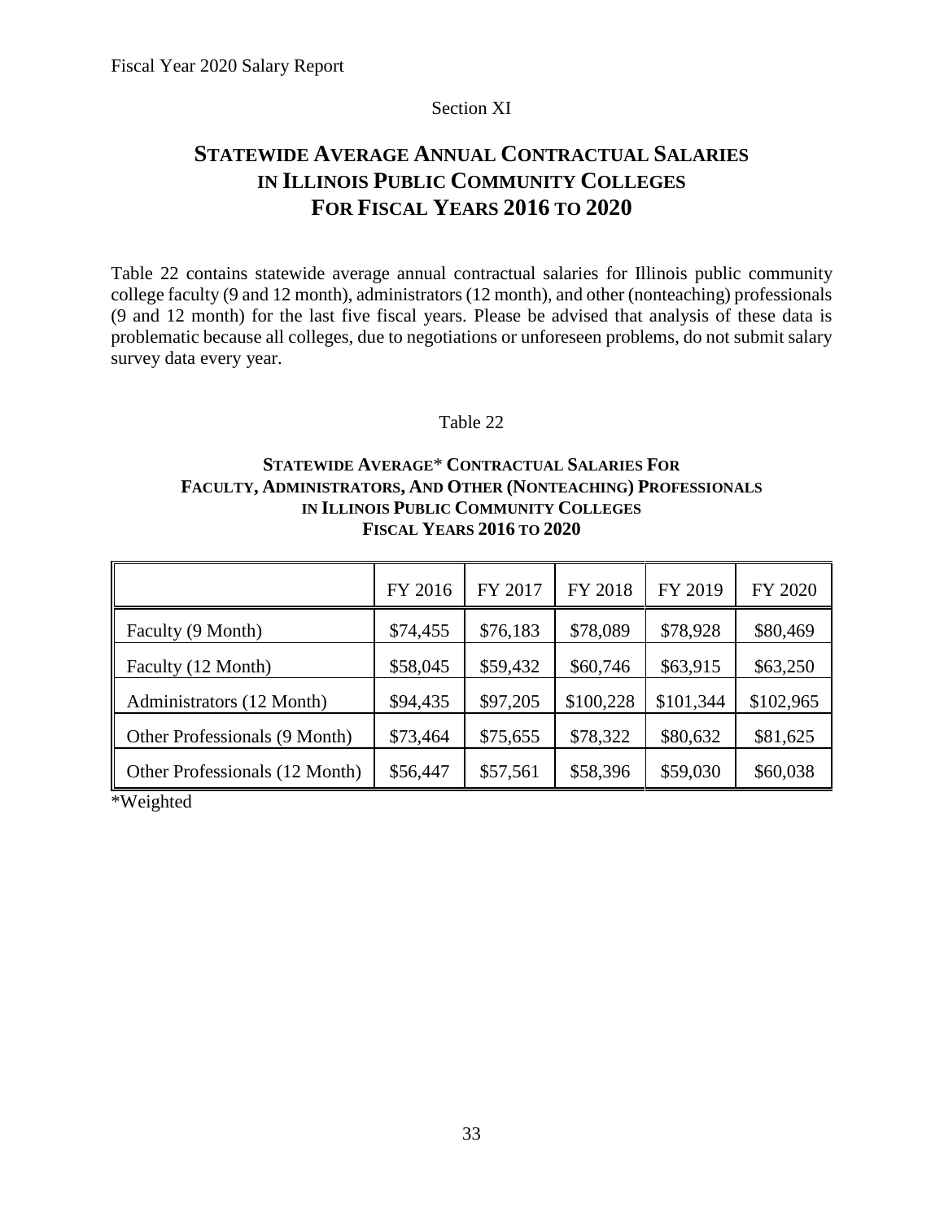Section XI

# STATEWIDE AVERAGE ANNUAL CONTRACTUAL SALARIES IN ILLINOIS PUBLIC COMMUNITY COLLEGES FOR FISCAL YEARS 2016 TO 2020

Table 22 contains statewide average annual contractual salaries for Illinois public community college faculty (9 and 12 month), administrators (12 month), and other (nonteaching) professionals (9 and 12 month) for the last five fiscal years. Please be advised that analysis of these data is problematic because all colleges, due to negotiations or unforeseen problems, do not submit salary survey data every year.

Table 22

**STATEWIDE AVERAGE* CONTRACTUAL SALARIES FOR FACULTY, ADMINISTRATORS, AND OTHER (NONTEACHING) PROFESSIONALS IN ILLINOIS PUBLIC COMMUNITY COLLEGES FISCAL YEARS 2016 TO 2020**

| | FY 2016 | FY 2017 | FY 2018 | FY 2019 | FY 2020 |
|---|---|---|---|---|---|
| Faculty (9 Month) | $74,455 | $76,183 | $78,089 | $78,928 | $80,469 |
| Faculty (12 Month) | $58,045 | $59,432 | $60,746 | $63,915 | $63,250 |
| Administrators (12 Month) | $94,435 | $97,205 | $100,228 | $101,344 | $102,965 |
| Other Professionals (9 Month) | $73,464 | $75,655 | $78,322 | $80,632 | $81,625 |
| Other Professionals (12 Month) | $56,447 | $57,561 | $58,396 | $59,030 | $60,038 |

*Weighted